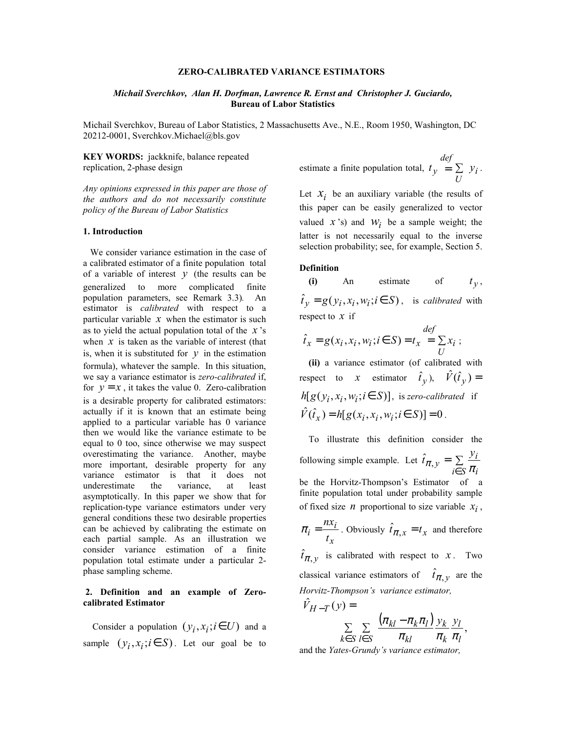# ZERO-CALIBRATED VARIANCE ESTIMATORS

***Michail Sverchkov, Alan H. Dorfman, Lawrence R. Ernst and Christopher J. Guciardo,***
**Bureau of Labor Statistics**

Michail Sverchkov, Bureau of Labor Statistics, 2 Massachusetts Ave., N.E., Room 1950, Washington, DC 20212-0001, Sverchkov.Michael@bls.gov

**KEY WORDS:** jackknife, balance repeated replication, 2-phase design

*Any opinions expressed in this paper are those of the authors and do not necessarily constitute policy of the Bureau of Labor Statistics*

## 1. Introduction

We consider variance estimation in the case of a calibrated estimator of a finite population total of a variable of interest $y$ (the results can be generalized to more complicated finite population parameters, see Remark 3.3). An estimator is *calibrated* with respect to a particular variable $x$ when the estimator is such as to yield the actual population total of the $x$'s when $x$ is taken as the variable of interest (that is, when it is substituted for $y$ in the estimation formula), whatever the sample. In this situation, we say a variance estimator is *zero-calibrated* if, for $y = x$, it takes the value 0. Zero-calibration is a desirable property for calibrated estimators: actually if it is known that an estimate being applied to a particular variable has 0 variance then we would like the variance estimate to be equal to 0 too, since otherwise we may suspect overestimating the variance. Another, maybe more important, desirable property for any variance estimator is that it does not underestimate the variance, at least asymptotically. In this paper we show that for replication-type variance estimators under very general conditions these two desirable properties can be achieved by calibrating the estimate on each partial sample. As an illustration we consider variance estimation of a finite population total estimate under a particular 2-phase sampling scheme.

## 2. Definition and an example of Zero-calibrated Estimator

Consider a population $(y_i, x_i; i \in U)$ and a sample $(y_i, x_i; i \in S)$. Let our goal be to estimate a finite population total, $t_y \overset{def}{=} \sum_U y_i$.

Let $x_i$ be an auxiliary variable (the results of this paper can be easily generalized to vector valued $x$'s) and $w_i$ be a sample weight; the latter is not necessarily equal to the inverse selection probability; see, for example, Section 5.

**Definition**

**(i)** An estimate of $t_y$, $\hat{t}_y = g(y_i, x_i, w_i; i \in S)$, is *calibrated* with respect to $x$ if

$$\hat{t}_x = g(x_i, x_i, w_i; i \in S) = t_x \overset{def}{=} \sum_U x_i ;$$

**(ii)** a variance estimator (of calibrated with respect to $x$ estimator $\hat{t}_y$), $\hat{V}(\hat{t}_y) = h[g(y_i, x_i, w_i; i \in S)]$, is *zero-calibrated* if $\hat{V}(\hat{t}_x) = h[g(x_i, x_i, w_i; i \in S)] = 0$.

To illustrate this definition consider the following simple example. Let $\hat{t}_{\pi,y} = \sum_{i \in S} \frac{y_i}{\pi_i}$ be the Horvitz-Thompson's Estimator of a finite population total under probability sample of fixed size $n$ proportional to size variable $x_i$, $\pi_i = \frac{n x_i}{t_x}$. Obviously $\hat{t}_{\pi,x} = t_x$ and therefore $\hat{t}_{\pi,y}$ is calibrated with respect to $x$. Two classical variance estimators of $\hat{t}_{\pi,y}$ are the *Horvitz-Thompson's variance estimator,*

$$\hat{V}_{H-T}(y) = \sum_{k \in S} \sum_{l \in S} \frac{(\pi_{kl} - \pi_k \pi_l)}{\pi_{kl}} \frac{y_k}{\pi_k} \frac{y_l}{\pi_l},$$

and the *Yates-Grundy's variance estimator,*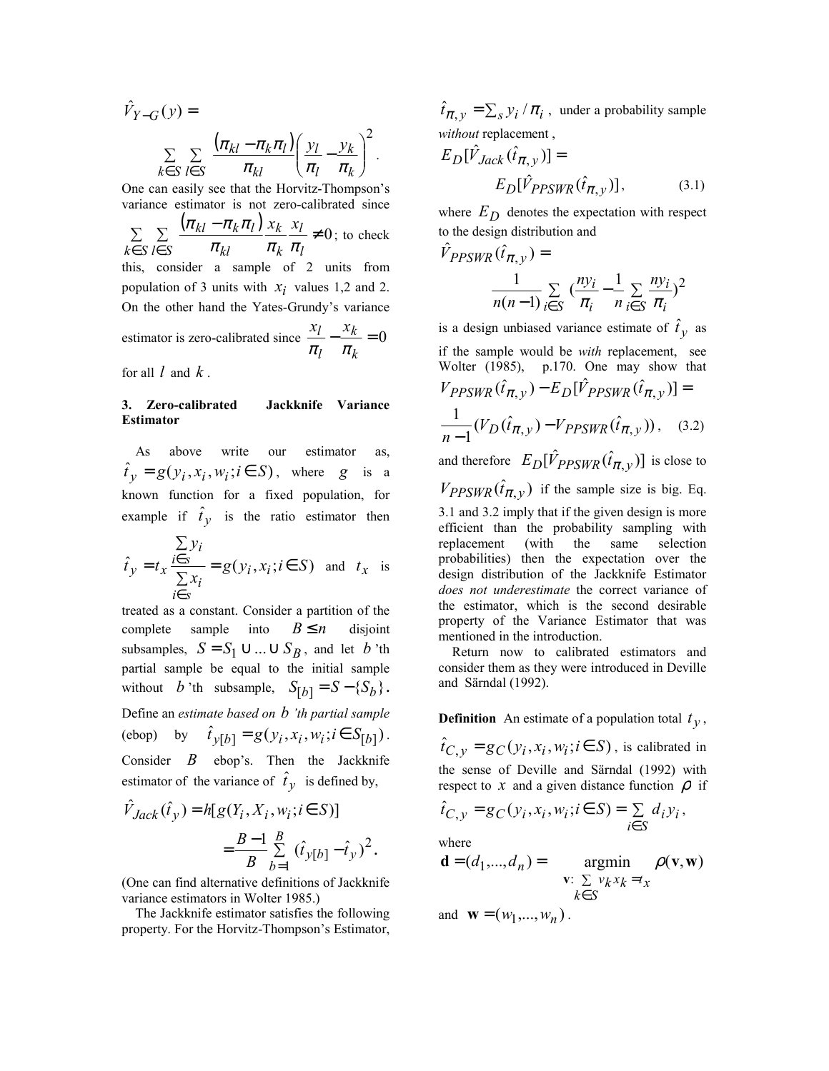$$\hat{V}_{Y-G}(y) = \sum_{k \in S} \sum_{l \in S} \frac{(\pi_{kl} - \pi_k \pi_l)}{\pi_{kl}} \left( \frac{y_l}{\pi_l} - \frac{y_k}{\pi_k} \right)^2 .$$

One can easily see that the Horvitz-Thompson's variance estimator is not zero-calibrated since $\sum_{k \in S} \sum_{l \in S} \frac{(\pi_{kl} - \pi_k \pi_l)}{\pi_{kl}} \frac{x_k}{\pi_k} \frac{x_l}{\pi_l} \neq 0$; to check this, consider a sample of 2 units from population of 3 units with $x_i$ values 1,2 and 2. On the other hand the Yates-Grundy's variance estimator is zero-calibrated since $\frac{x_l}{\pi_l} - \frac{x_k}{\pi_k} = 0$ for all $l$ and $k$.

## 3. Zero-calibrated Jackknife Variance Estimator

As above write our estimator as, $\hat{t}_y = g(y_i, x_i, w_i; i \in S)$, where $g$ is a known function for a fixed population, for example if $\hat{t}_y$ is the ratio estimator then $\hat{t}_y = t_x \frac{\sum_{i \in s} y_i}{\sum_{i \in s} x_i} = g(y_i, x_i; i \in S)$ and $t_x$ is treated as a constant. Consider a partition of the complete sample into $B \leq n$ disjoint subsamples, $S = S_1 \cup ... \cup S_B$, and let $b$'th partial sample be equal to the initial sample without $b$'th subsample, $S_{[b]} = S - \{S_b\}$. Define an *estimate based on $b$'th partial sample* (ebop) by $\hat{t}_{y[b]} = g(y_i, x_i, w_i; i \in S_{[b]})$. Consider $B$ ebop's. Then the Jackknife estimator of the variance of $\hat{t}_y$ is defined by,

$$\hat{V}_{Jack}(\hat{t}_y) = h[g(Y_i, X_i, w_i; i \in S)] = \frac{B-1}{B} \sum_{b=1}^{B} (\hat{t}_{y[b]} - \hat{t}_y)^2 .$$

(One can find alternative definitions of Jackknife variance estimators in Wolter 1985.)

The Jackknife estimator satisfies the following property. For the Horvitz-Thompson's Estimator, $\hat{t}_{\pi,y} = \sum_s y_i / \pi_i$, under a probability sample *without* replacement,

$$E_D[\hat{V}_{Jack}(\hat{t}_{\pi,y})] = E_D[\hat{V}_{PPSWR}(\hat{t}_{\pi,y})], \tag{3.1}$$

where $E_D$ denotes the expectation with respect to the design distribution and

$$\hat{V}_{PPSWR}(\hat{t}_{\pi,y}) = \frac{1}{n(n-1)} \sum_{i \in S} \left(\frac{ny_i}{\pi_i} - \frac{1}{n} \sum_{i \in S} \frac{ny_i}{\pi_i}\right)^2$$

is a design unbiased variance estimate of $\hat{t}_y$ as if the sample would be *with* replacement, see Wolter (1985), p.170. One may show that

$$V_{PPSWR}(\hat{t}_{\pi,y}) - E_D[\hat{V}_{PPSWR}(\hat{t}_{\pi,y})] = \frac{1}{n-1}(V_D(\hat{t}_{\pi,y}) - V_{PPSWR}(\hat{t}_{\pi,y})), \tag{3.2}$$

and therefore $E_D[\hat{V}_{PPSWR}(\hat{t}_{\pi,y})]$ is close to $V_{PPSWR}(\hat{t}_{\pi,y})$ if the sample size is big. Eq. 3.1 and 3.2 imply that if the given design is more efficient than the probability sampling with replacement (with the same selection probabilities) then the expectation over the design distribution of the Jackknife Estimator *does not underestimate* the correct variance of the estimator, which is the second desirable property of the Variance Estimator that was mentioned in the introduction.

Return now to calibrated estimators and consider them as they were introduced in Deville and Särndal (1992).

**Definition** An estimate of a population total $t_y$, $\hat{t}_{C,y} = g_C(y_i, x_i, w_i; i \in S)$, is calibrated in the sense of Deville and Särndal (1992) with respect to $x$ and a given distance function $\rho$ if

$$\hat{t}_{C,y} = g_C(y_i, x_i, w_i; i \in S) = \sum_{i \in S} d_i y_i ,$$

where

$$\mathbf{d} = (d_1, ..., d_n) = \underset{\mathbf{v}:\ \sum_{k \in S} v_k x_k = t_x}{\operatorname{argmin}} \rho(\mathbf{v}, \mathbf{w})$$

and $\mathbf{w} = (w_1, ..., w_n)$.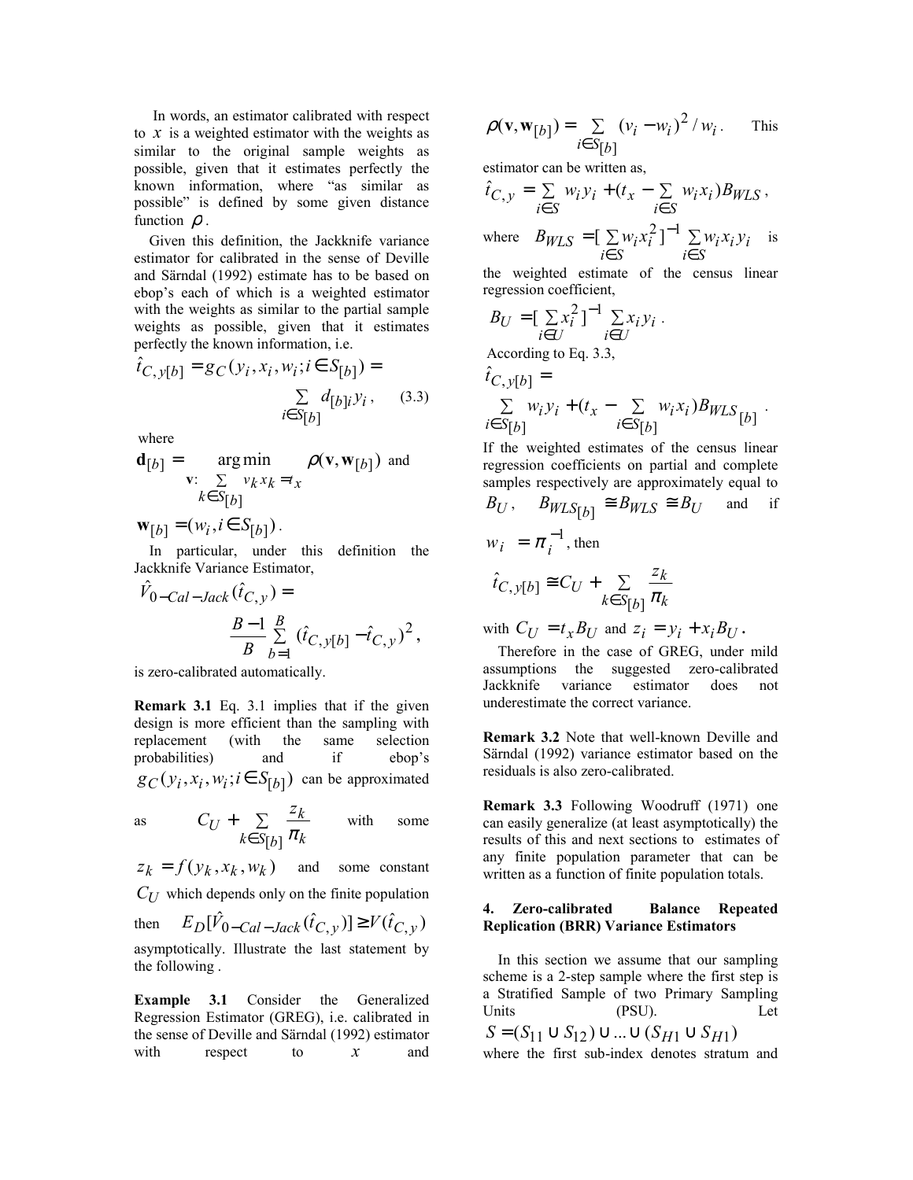In words, an estimator calibrated with respect to $x$ is a weighted estimator with the weights as similar to the original sample weights as possible, given that it estimates perfectly the known information, where "as similar as possible" is defined by some given distance function $\rho$.

Given this definition, the Jackknife variance estimator for calibrated in the sense of Deville and Särndal (1992) estimate has to be based on ebop's each of which is a weighted estimator with the weights as similar to the partial sample weights as possible, given that it estimates perfectly the known information, i.e.

$$\hat{t}_{C,y[b]} = g_C(y_i, x_i, w_i; i \in S_{[b]}) = \sum_{i \in S_{[b]}} d_{[b]i} y_i , \qquad (3.3)$$

where

$$\mathbf{d}_{[b]} = \underset{\mathbf{v}:\ \sum_{k \in S_{[b]}} v_k x_k = t_x}{\arg\min} \rho(\mathbf{v}, \mathbf{w}_{[b]}) \text{ and}$$

$$\mathbf{w}_{[b]} = (w_i, i \in S_{[b]}).$$

In particular, under this definition the Jackknife Variance Estimator,

$$\hat{V}_{0-Cal-Jack}(\hat{t}_{C,y}) = \frac{B-1}{B} \sum_{b=1}^{B} (\hat{t}_{C,y[b]} - \hat{t}_{C,y})^2 ,$$

is zero-calibrated automatically.

**Remark 3.1** Eq. 3.1 implies that if the given design is more efficient than the sampling with replacement (with the same selection probabilities) and if ebop's $g_C(y_i, x_i, w_i; i \in S_{[b]})$ can be approximated as $C_U + \sum_{k \in S_{[b]}} \frac{z_k}{\pi_k}$ with some $z_k = f(y_k, x_k, w_k)$ and some constant $C_U$ which depends only on the finite population then $E_D[\hat{V}_{0-Cal-Jack}(\hat{t}_{C,y})] \geq V(\hat{t}_{C,y})$ asymptotically. Illustrate the last statement by the following .

**Example 3.1** Consider the Generalized Regression Estimator (GREG), i.e. calibrated in the sense of Deville and Särndal (1992) estimator with respect to $x$ and $\rho(\mathbf{v}, \mathbf{w}_{[b]}) = \sum_{i \in S_{[b]}} (v_i - w_i)^2 / w_i$. This estimator can be written as,

$$\hat{t}_{C,y} = \sum_{i \in S} w_i y_i + (t_x - \sum_{i \in S} w_i x_i) B_{WLS} ,$$

where $B_{WLS} = [\sum_{i \in S} w_i x_i^2]^{-1} \sum_{i \in S} w_i x_i y_i$ is the weighted estimate of the census linear regression coefficient,

$$B_U = [\sum_{i \in U} x_i^2]^{-1} \sum_{i \in U} x_i y_i .$$

According to Eq. 3.3,

$$\hat{t}_{C,y[b]} = \sum_{i \in S_{[b]}} w_i y_i + (t_x - \sum_{i \in S_{[b]}} w_i x_i) B_{WLS_{[b]}} .$$

If the weighted estimates of the census linear regression coefficients on partial and complete samples respectively are approximately equal to $B_U$, $B_{WLS_{[b]}} \cong B_{WLS} \cong B_U$ and if $w_i = \pi_i^{-1}$, then

$$\hat{t}_{C,y[b]} \cong C_U + \sum_{k \in S_{[b]}} \frac{z_k}{\pi_k}$$

with $C_U = t_x B_U$ and $z_i = y_i + x_i B_U$.

Therefore in the case of GREG, under mild assumptions the suggested zero-calibrated Jackknife variance estimator does not underestimate the correct variance.

**Remark 3.2** Note that well-known Deville and Särndal (1992) variance estimator based on the residuals is also zero-calibrated.

**Remark 3.3** Following Woodruff (1971) one can easily generalize (at least asymptotically) the results of this and next sections to estimates of any finite population parameter that can be written as a function of finite population totals.

## 4. Zero-calibrated Balance Repeated Replication (BRR) Variance Estimators

In this section we assume that our sampling scheme is a 2-step sample where the first step is a Stratified Sample of two Primary Sampling Units (PSU). Let $S = (S_{11} \cup S_{12}) \cup ... \cup (S_{H1} \cup S_{H1})$ where the first sub-index denotes stratum and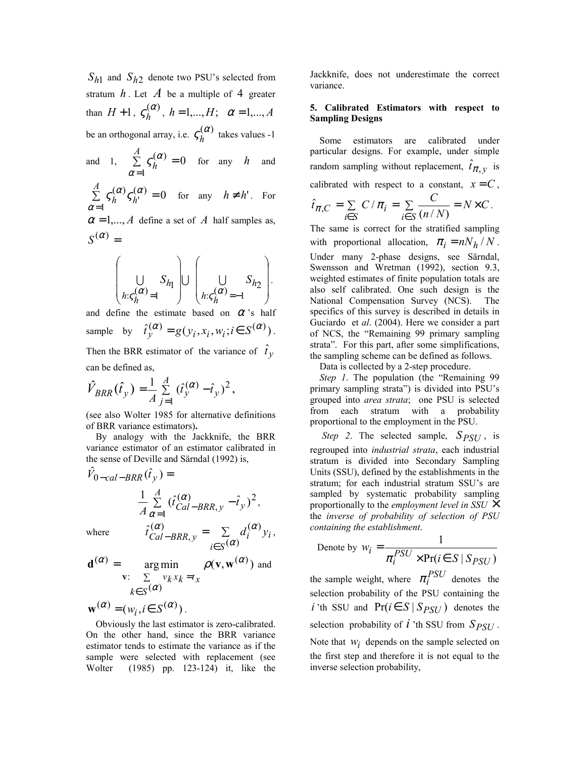$S_{h1}$ and $S_{h2}$ denote two PSU's selected from stratum $h$. Let $A$ be a multiple of $4$ greater than $H+1$, $\varsigma_h^{(\alpha)}$, $h=1,...,H$; $\alpha=1,...,A$ be an orthogonal array, i.e. $\varsigma_h^{(\alpha)}$ takes values -1 and 1, $\sum_{\alpha=1}^{A}\varsigma_h^{(\alpha)}=0$ for any $h$ and $\sum_{\alpha=1}^{A}\varsigma_h^{(\alpha)}\varsigma_{h'}^{(\alpha)}=0$ for any $h \neq h'$. For $\alpha=1,...,A$ define a set of $A$ half samples as, $S^{(\alpha)}=$

$$\left(\bigcup_{h:\varsigma_h^{(\alpha)}=1} S_{h1}\right)\bigcup\left(\bigcup_{h:\varsigma_h^{(\alpha)}=-1} S_{h2}\right).$$

and define the estimate based on $\alpha$'s half sample by $\hat{t}_y^{(\alpha)}=g(y_i,x_i,w_i;i\in S^{(\alpha)})$. Then the BRR estimator of the variance of $\hat{t}_y$ can be defined as,

$$\hat{V}_{BRR}(\hat{t}_y)=\frac{1}{A}\sum_{j=1}^{A}(\hat{t}_y^{(\alpha)}-\hat{t}_y)^2,$$

(see also Wolter 1985 for alternative definitions of BRR variance estimators)**.**

By analogy with the Jackknife, the BRR variance estimator of an estimator calibrated in the sense of Deville and Särndal (1992) is,

$$\hat{V}_{0-cal-BRR}(\hat{t}_y)=\frac{1}{A}\sum_{\alpha=1}^{A}(\hat{t}_{Cal-BRR,y}^{(\alpha)}-\hat{t}_y)^2,$$

where $\hat{t}_{Cal-BRR,y}^{(\alpha)}=\sum_{i\in S^{(\alpha)}}d_i^{(\alpha)}y_i$,

$$\mathbf{d}^{(\alpha)}=\underset{\mathbf{v}:\ \sum_{k\in S^{(\alpha)}}v_k x_k=t_x}{\arg\min}\ \rho(\mathbf{v},\mathbf{w}^{(\alpha)})$$ and

$\mathbf{w}^{(\alpha)}=(w_i, i\in S^{(\alpha)})$.

Obviously the last estimator is zero-calibrated. On the other hand, since the BRR variance estimator tends to estimate the variance as if the sample were selected with replacement (see Wolter (1985) pp. 123-124) it, like the Jackknife, does not underestimate the correct variance.

## 5. Calibrated Estimators with respect to Sampling Designs

Some estimators are calibrated under particular designs. For example, under simple random sampling without replacement, $\hat{t}_{\pi,y}$ is calibrated with respect to a constant, $x=C$, $\hat{t}_{\pi,C}=\sum_{i\in S}C/\pi_i=\sum_{i\in S}\frac{C}{(n/N)}=N\times C$. The same is correct for the stratified sampling with proportional allocation, $\pi_i=nN_h/N$. Under many 2-phase designs, see Särndal, Swensson and Wretman (1992), section 9.3, weighted estimates of finite population totals are also self calibrated. One such design is the National Compensation Survey (NCS). The specifics of this survey is described in details in Guciardo *et al*. (2004). Here we consider a part of NCS, the "Remaining 99 primary sampling strata". For this part, after some simplifications, the sampling scheme can be defined as follows.

Data is collected by a 2-step procedure.

*Step 1*. The population (the "Remaining 99 primary sampling strata") is divided into PSU's grouped into *area strata*; one PSU is selected from each stratum with a probability proportional to the employment in the PSU.

*Step 2*. The selected sample, $S_{PSU}$, is regrouped into *industrial strata*, each industrial stratum is divided into Secondary Sampling Units (SSU), defined by the establishments in the stratum; for each industrial stratum SSU's are sampled by systematic probability sampling proportionally to the *employment level in SSU* $\times$ the *inverse of probability of selection of PSU containing the establishment*.

Denote by $w_i=\frac{1}{\pi_i^{PSU}\times\Pr(i\in S\,|\,S_{PSU})}$ the sample weight, where $\pi_i^{PSU}$ denotes the selection probability of the PSU containing the $i$'th SSU and $\Pr(i\in S\,|\,S_{PSU})$ denotes the selection probability of $i$'th SSU from $S_{PSU}$. Note that $w_i$ depends on the sample selected on the first step and therefore it is not equal to the inverse selection probability,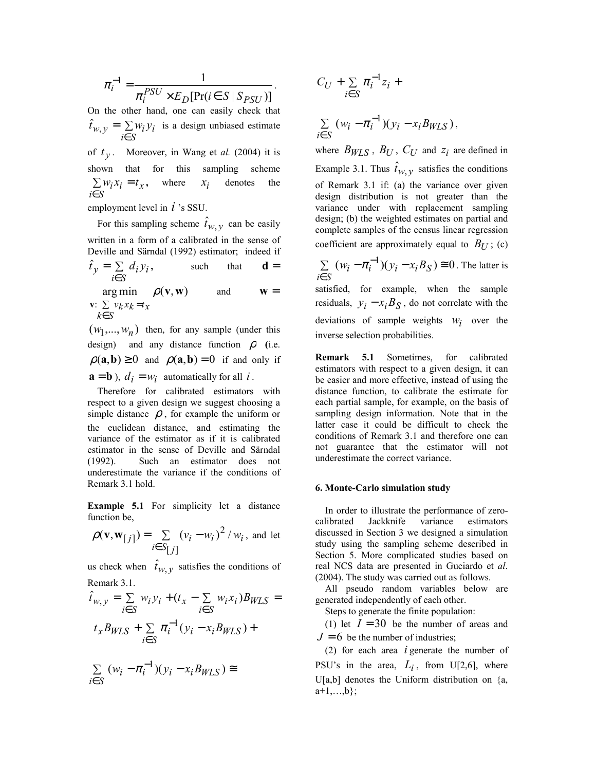$$\pi_i^{-1} = \frac{1}{\pi_i^{PSU} \times E_D[\Pr(i \in S \mid S_{PSU})]}.$$

On the other hand, one can easily check that $\hat{t}_{w,y} = \sum_{i \in S} w_i y_i$ is a design unbiased estimate of $t_y$. Moreover, in Wang et *al.* (2004) it is shown that for this sampling scheme $\sum_{i \in S} w_i x_i = t_x$, where $x_i$ denotes the employment level in $i$'s SSU.

For this sampling scheme $\hat{t}_{w,y}$ can be easily written in a form of a calibrated in the sense of Deville and Särndal (1992) estimator; indeed if $\hat{t}_y = \sum_{i \in S} d_i y_i$, such that $\mathbf{d} = \underset{\mathbf{v}: \sum_{k \in S} v_k x_k = t_x}{\arg\min} \rho(\mathbf{v}, \mathbf{w})$ and $\mathbf{w} = (w_1, ..., w_n)$ then, for any sample (under this design) and any distance function $\rho$ (i.e. $\rho(\mathbf{a}, \mathbf{b}) \geq 0$ and $\rho(\mathbf{a}, \mathbf{b}) = 0$ if and only if $\mathbf{a} = \mathbf{b}$), $d_i = w_i$ automatically for all $i$.

Therefore for calibrated estimators with respect to a given design we suggest choosing a simple distance $\rho$, for example the uniform or the euclidean distance, and estimating the variance of the estimator as if it is calibrated estimator in the sense of Deville and Särndal (1992). Such an estimator does not underestimate the variance if the conditions of Remark 3.1 hold.

**Example 5.1** For simplicity let a distance function be,

$\rho(\mathbf{v}, \mathbf{w}_{[j]}) = \sum_{i \in S_{[j]}} (v_i - w_i)^2 / w_i$, and let us check when $\hat{t}_{w,y}$ satisfies the conditions of Remark 3.1.

$$\hat{t}_{w,y} = \sum_{i \in S} w_i y_i + (t_x - \sum_{i \in S} w_i x_i) B_{WLS} =$$

$$t_x B_{WLS} + \sum_{i \in S} \pi_i^{-1} (y_i - x_i B_{WLS}) +$$

$$\sum_{i \in S} (w_i - \pi_i^{-1})(y_i - x_i B_{WLS}) \cong$$

$$C_U + \sum_{i \in S} \pi_i^{-1} z_i +$$

$$\sum_{i \in S} (w_i - \pi_i^{-1})(y_i - x_i B_{WLS}),$$

where $B_{WLS}$, $B_U$, $C_U$ and $z_i$ are defined in Example 3.1. Thus $\hat{t}_{w,y}$ satisfies the conditions of Remark 3.1 if: (a) the variance over given design distribution is not greater than the variance under with replacement sampling design; (b) the weighted estimates on partial and complete samples of the census linear regression coefficient are approximately equal to $B_U$; (c) $\sum_{i \in S} (w_i - \pi_i^{-1})(y_i - x_i B_S) \cong 0$. The latter is satisfied, for example, when the sample residuals, $y_i - x_i B_S$, do not correlate with the deviations of sample weights $w_i$ over the inverse selection probabilities.

**Remark 5.1** Sometimes, for calibrated estimators with respect to a given design, it can be easier and more effective, instead of using the distance function, to calibrate the estimate for each partial sample, for example, on the basis of sampling design information. Note that in the latter case it could be difficult to check the conditions of Remark 3.1 and therefore one can not guarantee that the estimator will not underestimate the correct variance.

## 6. Monte-Carlo simulation study

In order to illustrate the performance of zero-calibrated Jackknife variance estimators discussed in Section 3 we designed a simulation study using the sampling scheme described in Section 5. More complicated studies based on real NCS data are presented in Guciardo et *al*. (2004). The study was carried out as follows.

All pseudo random variables below are generated independently of each other.

Steps to generate the finite population:

(1) let $I = 30$ be the number of areas and $J = 6$ be the number of industries;

(2) for each area $i$ generate the number of PSU's in the area, $L_i$, from U[2,6], where U[a,b] denotes the Uniform distribution on {a, a+1,…,b};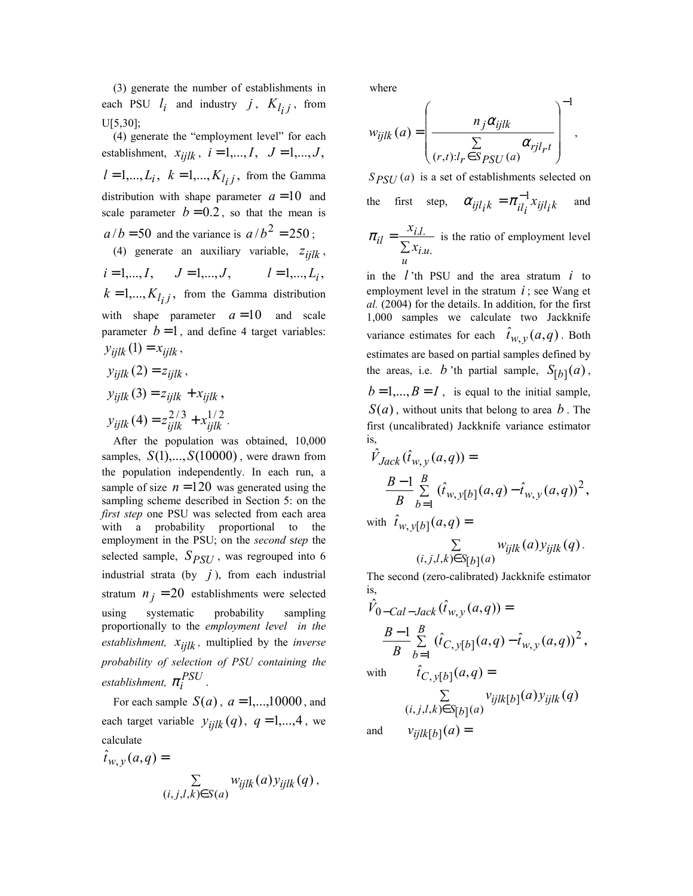(3) generate the number of establishments in each PSU $l_i$ and industry $j$, $K_{l_i j}$, from U[5,30];

(4) generate the "employment level" for each establishment, $x_{ijlk}$, $i=1,...,I$, $J=1,...,J$, $l=1,...,L_i$, $k=1,...,K_{l_i j}$, from the Gamma distribution with shape parameter $a=10$ and scale parameter $b=0.2$, so that the mean is $a/b=50$ and the variance is $a/b^2=250$;

(4) generate an auxiliary variable, $z_{ijlk}$, $i=1,...,I$, $J=1,...,J$, $l=1,...,L_i$, $k=1,...,K_{l_i j}$, from the Gamma distribution with shape parameter $a=10$ and scale parameter $b=1$, and define 4 target variables:

$y_{ijlk}(1)=x_{ijlk}$,

$y_{ijlk}(2)=z_{ijlk}$,

$y_{ijlk}(3)=z_{ijlk}+x_{ijlk}$,

$y_{ijlk}(4)=z_{ijlk}^{2/3}+x_{ijlk}^{1/2}$.

After the population was obtained, 10,000 samples, $S(1),...,S(10000)$, were drawn from the population independently. In each run, a sample of size $n=120$ was generated using the sampling scheme described in Section 5: on the *first step* one PSU was selected from each area with a probability proportional to the employment in the PSU; on the *second step* the selected sample, $S_{PSU}$, was regrouped into 6 industrial strata (by $j$), from each industrial stratum $n_j=20$ establishments were selected using systematic probability sampling proportionally to the *employment level in the establishment,* $x_{ijlk}$*, multiplied by the inverse probability of selection of PSU containing the establishment,* $\pi_i^{PSU}$.

For each sample $S(a)$, $a=1,...,10000$, and each target variable $y_{ijlk}(q)$, $q=1,...,4$, we calculate

$$\hat{t}_{w,y}(a,q)=\sum_{(i,j,l,k)\in S(a)} w_{ijlk}(a)y_{ijlk}(q),$$

where

$$w_{ijlk}(a)=\left(\frac{n_j\alpha_{ijlk}}{\sum_{(r,t):l_r\in S_{PSU}(a)}\alpha_{rjl_r t}}\right)^{-1},$$

$S_{PSU}(a)$ is a set of establishments selected on the first step, $\alpha_{ijl_ik}=\pi_{il_i}^{-1}x_{ijl_ik}$ and $\pi_{il}=\frac{x_{i.l.}}{\sum_u x_{i.u.}}$ is the ratio of employment level in the $l$'th PSU and the area stratum $i$ to employment level in the stratum $i$; see Wang et *al.* (2004) for the details. In addition, for the first 1,000 samples we calculate two Jackknife variance estimates for each $\hat{t}_{w,y}(a,q)$. Both estimates are based on partial samples defined by the areas, i.e. $b$'th partial sample, $S_{[b]}(a)$, $b=1,...,B=I$, is equal to the initial sample, $S(a)$, without units that belong to area $b$. The first (uncalibrated) Jackknife variance estimator is,

$$\hat{V}_{Jack}(\hat{t}_{w,y}(a,q))=\frac{B-1}{B}\sum_{b=1}^{B}(\hat{t}_{w,y[b]}(a,q)-\hat{t}_{w,y}(a,q))^2,$$

with $\hat{t}_{w,y[b]}(a,q)=\sum_{(i,j,l,k)\in S_{[b]}(a)} w_{ijlk}(a)y_{ijlk}(q)$.

The second (zero-calibrated) Jackknife estimator is,

$$\hat{V}_{0-Cal-Jack}(\hat{t}_{w,y}(a,q))=\frac{B-1}{B}\sum_{b=1}^{B}(\hat{t}_{C,y[b]}(a,q)-\hat{t}_{w,y}(a,q))^2,$$

with $\hat{t}_{C,y[b]}(a,q)=\sum_{(i,j,l,k)\in S_{[b]}(a)} v_{ijlk[b]}(a)y_{ijlk}(q)$

and $v_{ijlk[b]}(a)=$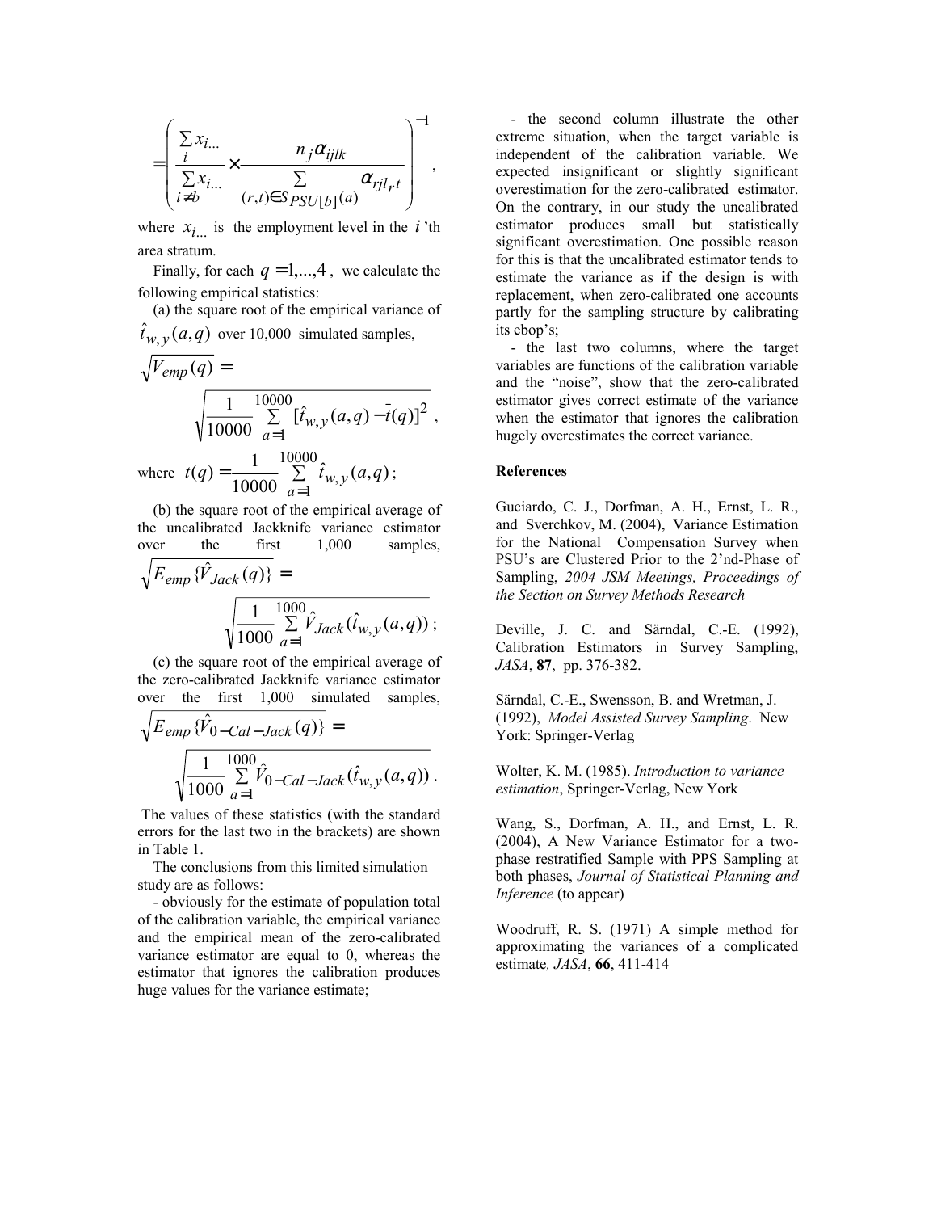$$= \left( \frac{\sum_{i} x_{i...}}{\sum_{i \neq b} x_{i...}} \times \frac{n_j \alpha_{ijlk}}{\sum_{(r,t) \in S_{PSU[b]}(a)} \alpha_{rjl_r t}} \right)^{-1},$$

where $x_{i...}$ is the employment level in the $i$'th area stratum.

Finally, for each $q = 1,...,4$, we calculate the following empirical statistics:

(a) the square root of the empirical variance of $\hat{t}_{w,y}(a,q)$ over 10,000 simulated samples,

$$\sqrt{V_{emp}(q)} = \sqrt{\frac{1}{10000} \sum_{a=1}^{10000} [\hat{t}_{w,y}(a,q) - \bar{t}(q)]^2},$$

where $\bar{t}(q) = \frac{1}{10000} \sum_{a=1}^{10000} \hat{t}_{w,y}(a,q)$;

(b) the square root of the empirical average of the uncalibrated Jackknife variance estimator over the first 1,000 samples,

$$\sqrt{E_{emp}\{\hat{V}_{Jack}(q)\}} = \sqrt{\frac{1}{1000} \sum_{a=1}^{1000} \hat{V}_{Jack}(\hat{t}_{w,y}(a,q))};$$

(c) the square root of the empirical average of the zero-calibrated Jackknife variance estimator over the first 1,000 simulated samples,

$$\sqrt{E_{emp}\{\hat{V}_{0-Cal-Jack}(q)\}} = \sqrt{\frac{1}{1000} \sum_{a=1}^{1000} \hat{V}_{0-Cal-Jack}(\hat{t}_{w,y}(a,q))}.$$

The values of these statistics (with the standard errors for the last two in the brackets) are shown in Table 1.

The conclusions from this limited simulation study are as follows:

- obviously for the estimate of population total of the calibration variable, the empirical variance and the empirical mean of the zero-calibrated variance estimator are equal to 0, whereas the estimator that ignores the calibration produces huge values for the variance estimate;

- the second column illustrate the other extreme situation, when the target variable is independent of the calibration variable. We expected insignificant or slightly significant overestimation for the zero-calibrated estimator. On the contrary, in our study the uncalibrated estimator produces small but statistically significant overestimation. One possible reason for this is that the uncalibrated estimator tends to estimate the variance as if the design is with replacement, when zero-calibrated one accounts partly for the sampling structure by calibrating its ebop's;

- the last two columns, where the target variables are functions of the calibration variable and the "noise", show that the zero-calibrated estimator gives correct estimate of the variance when the estimator that ignores the calibration hugely overestimates the correct variance.

## References

Guciardo, C. J., Dorfman, A. H., Ernst, L. R., and Sverchkov, M. (2004), Variance Estimation for the National Compensation Survey when PSU's are Clustered Prior to the 2'nd-Phase of Sampling, *2004 JSM Meetings, Proceedings of the Section on Survey Methods Research*

Deville, J. C. and Särndal, C.-E. (1992), Calibration Estimators in Survey Sampling, *JASA*, **87**, pp. 376-382.

Särndal, C.-E., Swensson, B. and Wretman, J. (1992), *Model Assisted Survey Sampling*. New York: Springer-Verlag

Wolter, K. M. (1985). *Introduction to variance estimation*, Springer-Verlag, New York

Wang, S., Dorfman, A. H., and Ernst, L. R. (2004), A New Variance Estimator for a two-phase restratified Sample with PPS Sampling at both phases, *Journal of Statistical Planning and Inference* (to appear)

Woodruff, R. S. (1971) A simple method for approximating the variances of a complicated estimate*, JASA*, **66**, 411-414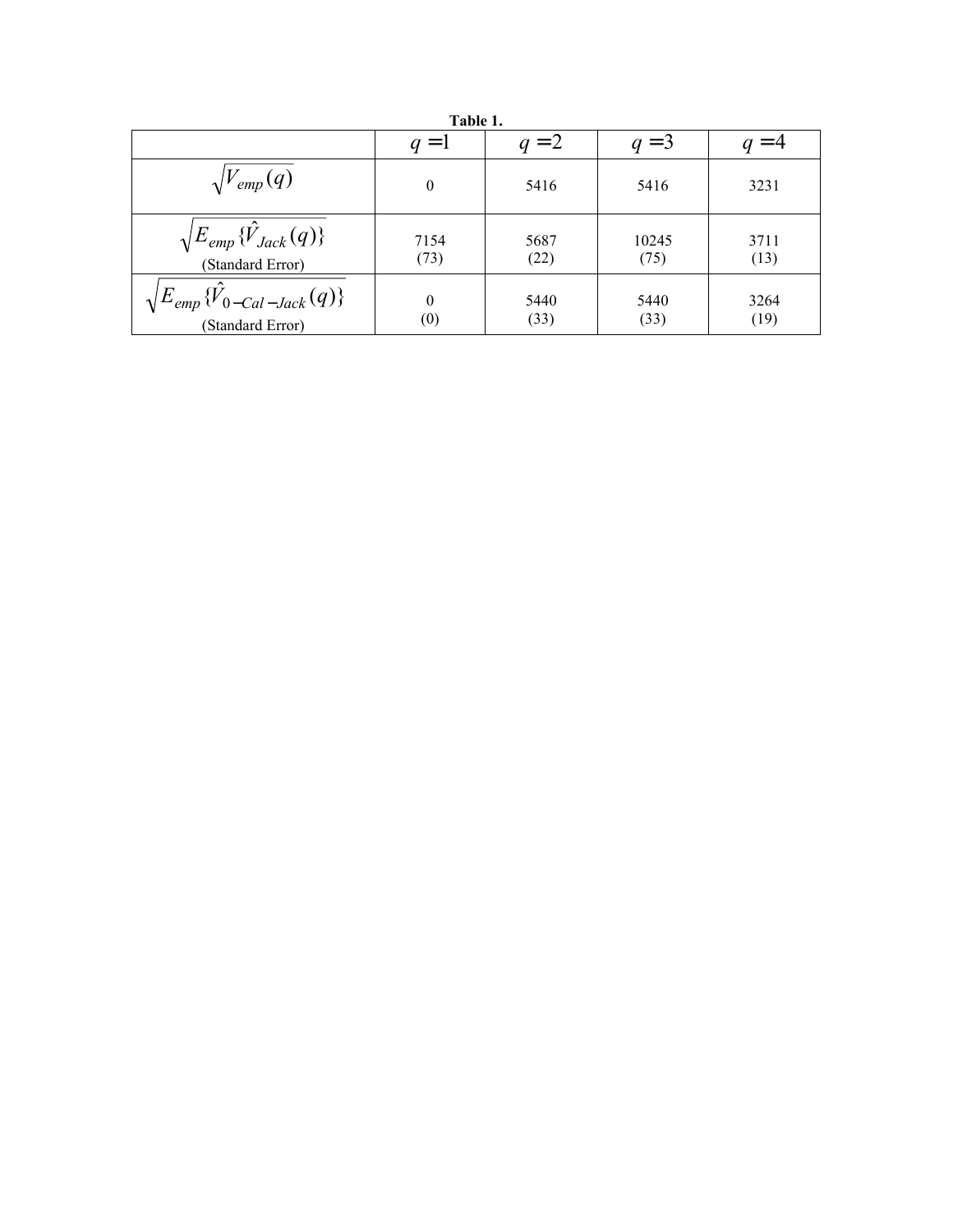**Table 1.**

| | $q=1$ | $q=2$ | $q=3$ | $q=4$ |
|---|---|---|---|---|
| $\sqrt{V_{emp}(q)}$ | 0 | 5416 | 5416 | 3231 |
| $\sqrt{E_{emp}\{\hat{V}_{Jack}(q)\}}$ (Standard Error) | 7154 (73) | 5687 (22) | 10245 (75) | 3711 (13) |
| $\sqrt{E_{emp}\{\hat{V}_{0-Cal-Jack}(q)\}}$ (Standard Error) | 0 (0) | 5440 (33) | 5440 (33) | 3264 (19) |